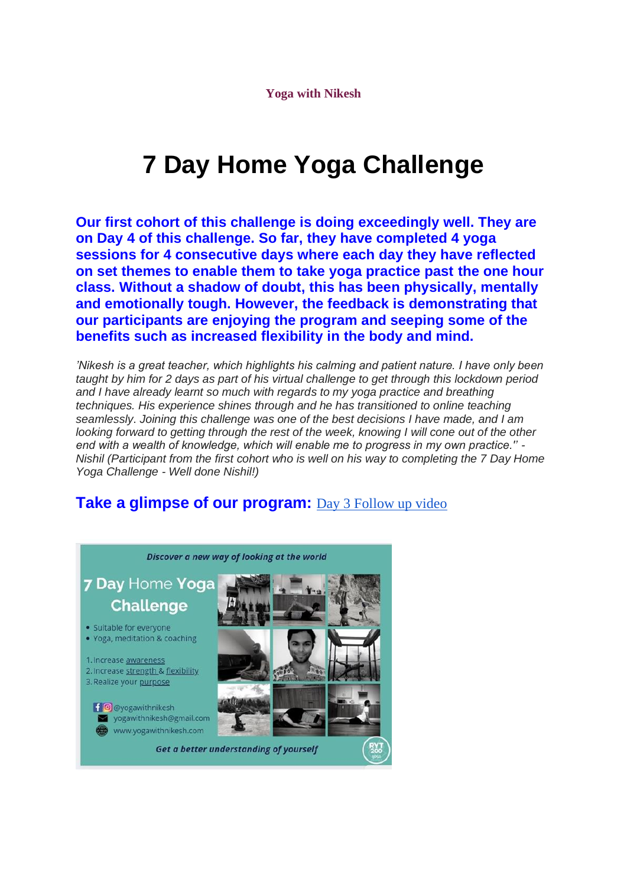**Yoga with Nikesh**

# 7 Day Home Yoga Challenge

**Our first cohort of this challenge is doing exceedingly well. They are on Day 4 of this challenge. So far, they have completed 4 yoga sessions for 4 consecutive days where each day they have reflected on set themes to enable them to take yoga practice past the one hour class. Without a shadow of doubt, this has been physically, mentally and emotionally tough. However, the feedback is demonstrating that our participants are enjoying the program and seeping some of the benefits such as increased flexibility in the body and mind.**

*'Nikesh is a great teacher, which highlights his calming and patient nature. I have only been taught by him for 2 days as part of his virtual challenge to get through this lockdown period and I have already learnt so much with regards to my yoga practice and breathing techniques. His experience shines through and he has transitioned to online teaching seamlessly. Joining this challenge was one of the best decisions I have made, and I am looking forward to getting through the rest of the week, knowing I will cone out of the other end with a wealth of knowledge, which will enable me to progress in my own practice.'' - Nishil (Participant from the first cohort who is well on his way to completing the 7 Day Home Yoga Challenge - Well done Nishil!)*

## Take a glimpse of our program: [Day 3 Follow up video]

Discover a new way of looking at the world

7 Day Home Yoga Challenge

- Suitable for everyone
- Yoga, meditation & coaching

1. Increase awareness
2. Increase strength & flexibility
3. Realize your purpose

@yogawithnikesh
yogawithnikesh@gmail.com
www.yogawithnikesh.com

Get a better understanding of yourself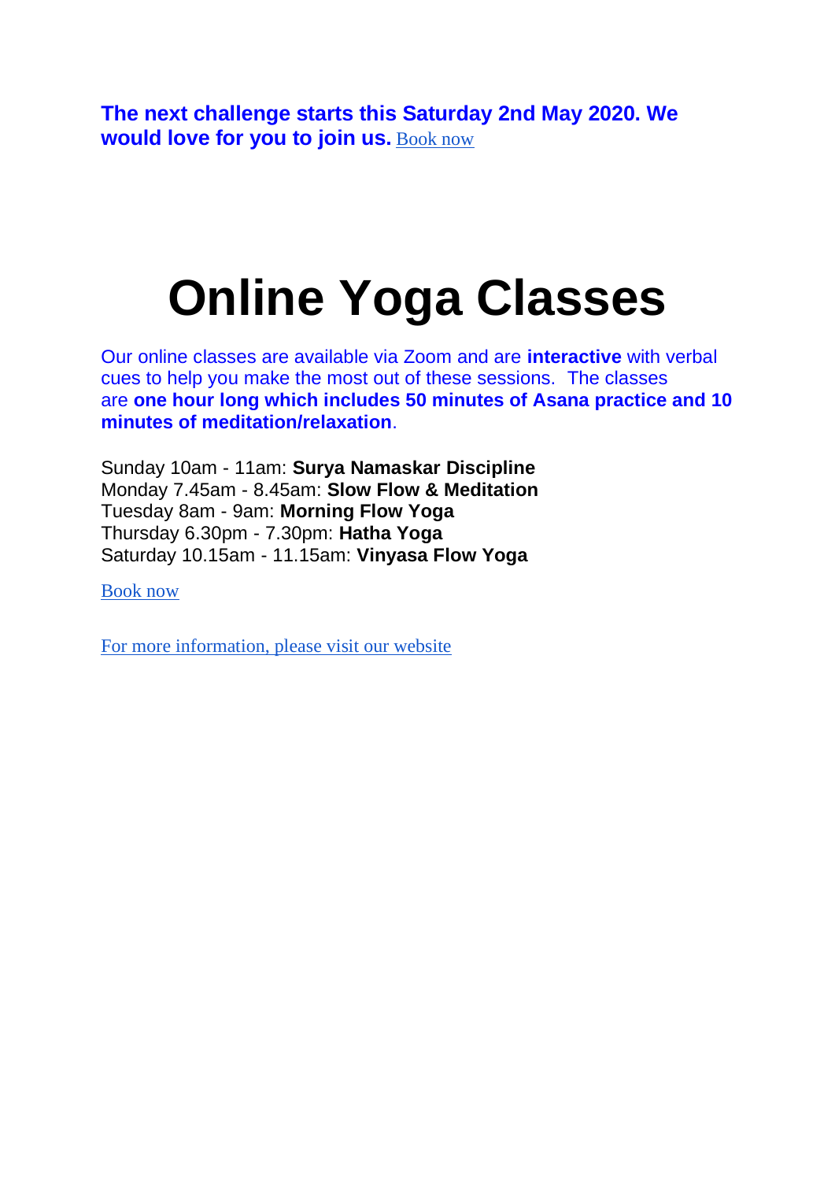**The next challenge starts this Saturday 2nd May 2020. We would love for you to join us.** Book now

# Online Yoga Classes

Our online classes are available via Zoom and are **interactive** with verbal cues to help you make the most out of these sessions. The classes are **one hour long which includes 50 minutes of Asana practice and 10 minutes of meditation/relaxation**.

Sunday 10am - 11am: **Surya Namaskar Discipline**
Monday 7.45am - 8.45am: **Slow Flow & Meditation**
Tuesday 8am - 9am: **Morning Flow Yoga**
Thursday 6.30pm - 7.30pm: **Hatha Yoga**
Saturday 10.15am - 11.15am: **Vinyasa Flow Yoga**

Book now

For more information, please visit our website